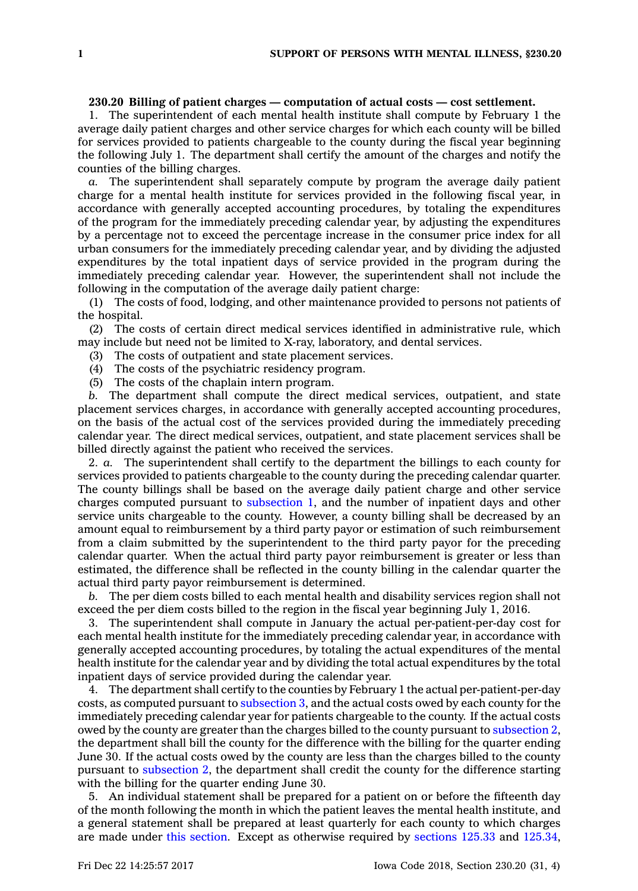**230.20 Billing of patient charges — computation of actual costs — cost settlement.**

1. The superintendent of each mental health institute shall compute by February 1 the average daily patient charges and other service charges for which each county will be billed for services provided to patients chargeable to the county during the fiscal year beginning the following July 1. The department shall certify the amount of the charges and notify the counties of the billing charges.

*a.* The superintendent shall separately compute by program the average daily patient charge for a mental health institute for services provided in the following fiscal year, in accordance with generally accepted accounting procedures, by totaling the expenditures of the program for the immediately preceding calendar year, by adjusting the expenditures by a percentage not to exceed the percentage increase in the consumer price index for all urban consumers for the immediately preceding calendar year, and by dividing the adjusted expenditures by the total inpatient days of service provided in the program during the immediately preceding calendar year. However, the superintendent shall not include the following in the computation of the average daily patient charge:

(1) The costs of food, lodging, and other maintenance provided to persons not patients of the hospital.

(2) The costs of certain direct medical services identified in administrative rule, which may include but need not be limited to X-ray, laboratory, and dental services.

(3) The costs of outpatient and state placement services.

(4) The costs of the psychiatric residency program.

(5) The costs of the chaplain intern program.

*b.* The department shall compute the direct medical services, outpatient, and state placement services charges, in accordance with generally accepted accounting procedures, on the basis of the actual cost of the services provided during the immediately preceding calendar year. The direct medical services, outpatient, and state placement services shall be billed directly against the patient who received the services.

2. *a.* The superintendent shall certify to the department the billings to each county for services provided to patients chargeable to the county during the preceding calendar quarter. The county billings shall be based on the average daily patient charge and other service charges computed pursuant to subsection 1, and the number of inpatient days and other service units chargeable to the county. However, a county billing shall be decreased by an amount equal to reimbursement by a third party payor or estimation of such reimbursement from a claim submitted by the superintendent to the third party payor for the preceding calendar quarter. When the actual third party payor reimbursement is greater or less than estimated, the difference shall be reflected in the county billing in the calendar quarter the actual third party payor reimbursement is determined.

*b.* The per diem costs billed to each mental health and disability services region shall not exceed the per diem costs billed to the region in the fiscal year beginning July 1, 2016.

3. The superintendent shall compute in January the actual per-patient-per-day cost for each mental health institute for the immediately preceding calendar year, in accordance with generally accepted accounting procedures, by totaling the actual expenditures of the mental health institute for the calendar year and by dividing the total actual expenditures by the total inpatient days of service provided during the calendar year.

4. The department shall certify to the counties by February 1 the actual per-patient-per-day costs, as computed pursuant to subsection 3, and the actual costs owed by each county for the immediately preceding calendar year for patients chargeable to the county. If the actual costs owed by the county are greater than the charges billed to the county pursuant to subsection 2, the department shall bill the county for the difference with the billing for the quarter ending June 30. If the actual costs owed by the county are less than the charges billed to the county pursuant to subsection 2, the department shall credit the county for the difference starting with the billing for the quarter ending June 30.

5. An individual statement shall be prepared for a patient on or before the fifteenth day of the month following the month in which the patient leaves the mental health institute, and a general statement shall be prepared at least quarterly for each county to which charges are made under this section. Except as otherwise required by sections 125.33 and 125.34,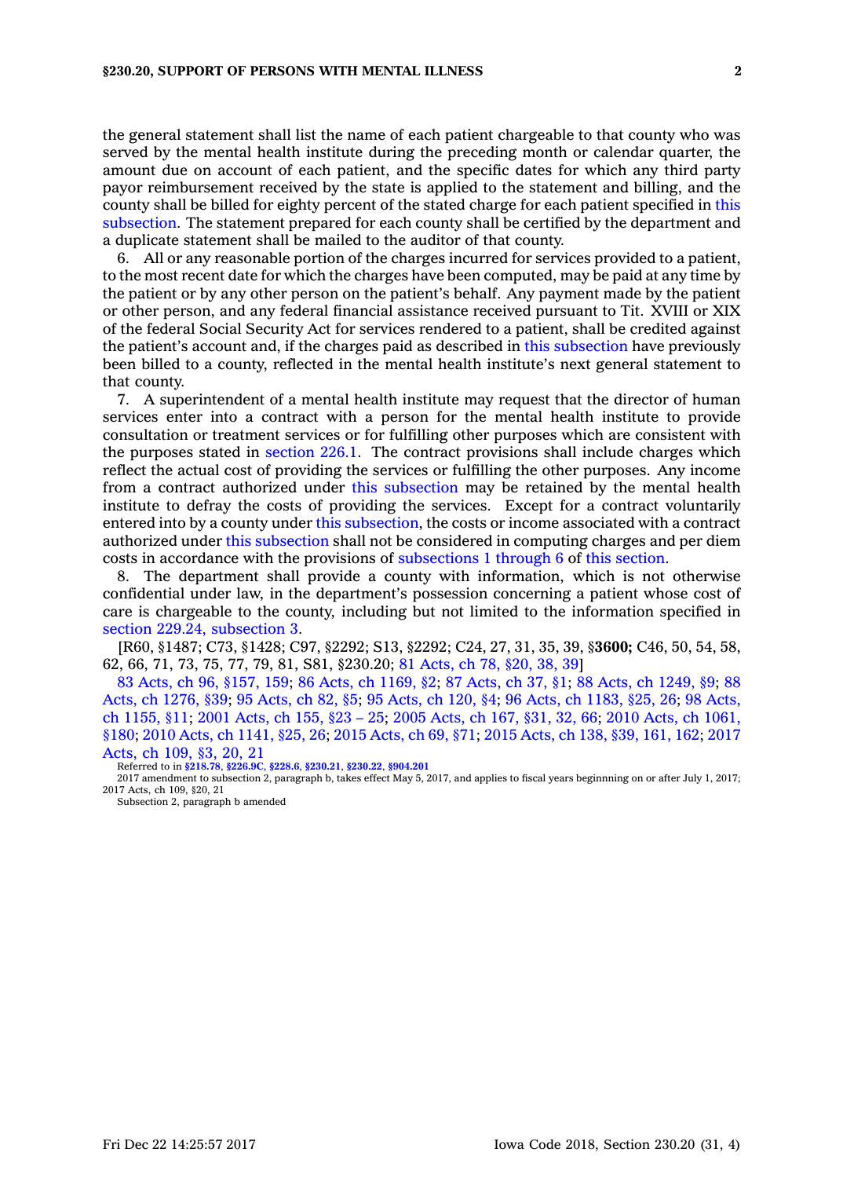the general statement shall list the name of each patient chargeable to that county who was served by the mental health institute during the preceding month or calendar quarter, the amount due on account of each patient, and the specific dates for which any third party payor reimbursement received by the state is applied to the statement and billing, and the county shall be billed for eighty percent of the stated charge for each patient specified in this subsection. The statement prepared for each county shall be certified by the department and a duplicate statement shall be mailed to the auditor of that county.

6. All or any reasonable portion of the charges incurred for services provided to a patient, to the most recent date for which the charges have been computed, may be paid at any time by the patient or by any other person on the patient's behalf. Any payment made by the patient or other person, and any federal financial assistance received pursuant to Tit. XVIII or XIX of the federal Social Security Act for services rendered to a patient, shall be credited against the patient's account and, if the charges paid as described in this subsection have previously been billed to a county, reflected in the mental health institute's next general statement to that county.

7. A superintendent of a mental health institute may request that the director of human services enter into a contract with a person for the mental health institute to provide consultation or treatment services or for fulfilling other purposes which are consistent with the purposes stated in section 226.1. The contract provisions shall include charges which reflect the actual cost of providing the services or fulfilling the other purposes. Any income from a contract authorized under this subsection may be retained by the mental health institute to defray the costs of providing the services. Except for a contract voluntarily entered into by a county under this subsection, the costs or income associated with a contract authorized under this subsection shall not be considered in computing charges and per diem costs in accordance with the provisions of subsections 1 through 6 of this section.

8. The department shall provide a county with information, which is not otherwise confidential under law, in the department's possession concerning a patient whose cost of care is chargeable to the county, including but not limited to the information specified in section 229.24, subsection 3.

[R60, §1487; C73, §1428; C97, §2292; S13, §2292; C24, 27, 31, 35, 39, §**3600;** C46, 50, 54, 58, 62, 66, 71, 73, 75, 77, 79, 81, S81, §230.20; 81 Acts, ch 78, §20, 38, 39]

83 Acts, ch 96, §157, 159; 86 Acts, ch 1169, §2; 87 Acts, ch 37, §1; 88 Acts, ch 1249, §9; 88 Acts, ch 1276, §39; 95 Acts, ch 82, §5; 95 Acts, ch 120, §4; 96 Acts, ch 1183, §25, 26; 98 Acts, ch 1155, §11; 2001 Acts, ch 155, §23 – 25; 2005 Acts, ch 167, §31, 32, 66; 2010 Acts, ch 1061, §180; 2010 Acts, ch 1141, §25, 26; 2015 Acts, ch 69, §71; 2015 Acts, ch 138, §39, 161, 162; 2017 Acts, ch 109, §3, 20, 21

Referred to in **§218.78**, **§226.9C**, **§228.6**, **§230.21**, **§230.22**, **§904.201**

2017 amendment to subsection 2, paragraph b, takes effect May 5, 2017, and applies to fiscal years beginnning on or after July 1, 2017; 2017 Acts, ch 109, §20, 21

Subsection 2, paragraph b amended